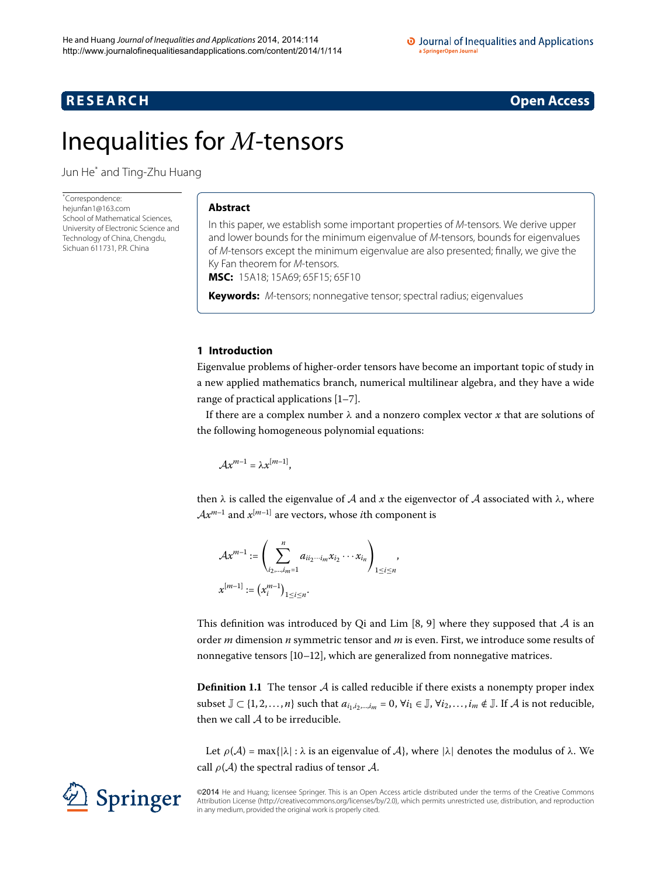# Inequalities for $M$-tensors

Jun He* and Ting-Zhu Huang

*Correspondence: hejunfan1@163.com
School of Mathematical Sciences, University of Electronic Science and Technology of China, Chengdu, Sichuan 611731, P.R. China

## Abstract

In this paper, we establish some important properties of $M$-tensors. We derive upper and lower bounds for the minimum eigenvalue of $M$-tensors, bounds for eigenvalues of $M$-tensors except the minimum eigenvalue are also presented; finally, we give the Ky Fan theorem for $M$-tensors.

**MSC:** 15A18; 15A69; 65F15; 65F10

**Keywords:** $M$-tensors; nonnegative tensor; spectral radius; eigenvalues

## 1 Introduction

Eigenvalue problems of higher-order tensors have become an important topic of study in a new applied mathematics branch, numerical multilinear algebra, and they have a wide range of practical applications [1–7].

If there are a complex number $\lambda$ and a nonzero complex vector $x$ that are solutions of the following homogeneous polynomial equations:

$$\mathcal{A}x^{m-1} = \lambda x^{[m-1]},$$

then $\lambda$ is called the eigenvalue of $\mathcal{A}$ and $x$ the eigenvector of $\mathcal{A}$ associated with $\lambda$, where $\mathcal{A}x^{m-1}$ and $x^{[m-1]}$ are vectors, whose $i$th component is

$$\mathcal{A}x^{m-1} := \left( \sum_{i_2,\ldots,i_m=1}^{n} a_{ii_2\cdots i_m} x_{i_2} \cdots x_{i_n} \right)_{1\le i\le n},$$

$$x^{[m-1]} := \left( x_i^{m-1} \right)_{1\le i\le n}.$$

This definition was introduced by Qi and Lim [8, 9] where they supposed that $\mathcal{A}$ is an order $m$ dimension $n$ symmetric tensor and $m$ is even. First, we introduce some results of nonnegative tensors [10–12], which are generalized from nonnegative matrices.

**Definition 1.1** The tensor $\mathcal{A}$ is called reducible if there exists a nonempty proper index subset $\mathbb{J} \subset \{1, 2, \ldots, n\}$ such that $a_{i_1,i_2,\ldots,i_m} = 0$, $\forall i_1 \in \mathbb{J}$, $\forall i_2, \ldots, i_m \notin \mathbb{J}$. If $\mathcal{A}$ is not reducible, then we call $\mathcal{A}$ to be irreducible.

Let $\rho(\mathcal{A}) = \max\{|\lambda| : \lambda \text{ is an eigenvalue of } \mathcal{A}\}$, where $|\lambda|$ denotes the modulus of $\lambda$. We call $\rho(\mathcal{A})$ the spectral radius of tensor $\mathcal{A}$.

©2014 He and Huang; licensee Springer. This is an Open Access article distributed under the terms of the Creative Commons Attribution License (http://creativecommons.org/licenses/by/2.0), which permits unrestricted use, distribution, and reproduction in any medium, provided the original work is properly cited.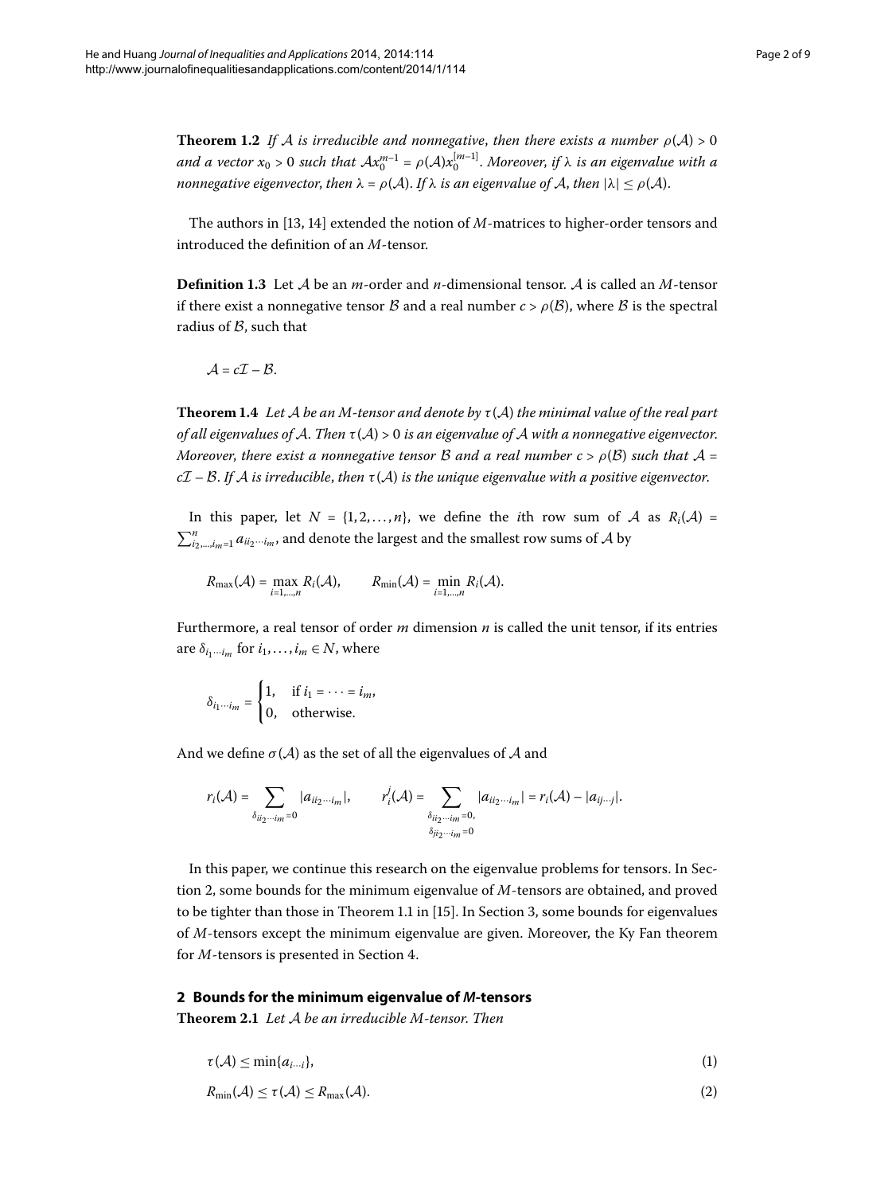**Theorem 1.2** *If $\mathcal{A}$ is irreducible and nonnegative, then there exists a number $\rho(\mathcal{A}) > 0$ and a vector $x_0 > 0$ such that $\mathcal{A}x_0^{m-1} = \rho(\mathcal{A})x_0^{[m-1]}$. Moreover, if $\lambda$ is an eigenvalue with a nonnegative eigenvector, then $\lambda = \rho(\mathcal{A})$. If $\lambda$ is an eigenvalue of $\mathcal{A}$, then $|\lambda| \leq \rho(\mathcal{A})$.*

The authors in [13, 14] extended the notion of $M$-matrices to higher-order tensors and introduced the definition of an $M$-tensor.

**Definition 1.3** Let $\mathcal{A}$ be an $m$-order and $n$-dimensional tensor. $\mathcal{A}$ is called an $M$-tensor if there exist a nonnegative tensor $\mathcal{B}$ and a real number $c > \rho(\mathcal{B})$, where $\mathcal{B}$ is the spectral radius of $\mathcal{B}$, such that

$$\mathcal{A} = c\mathcal{I} - \mathcal{B}.$$

**Theorem 1.4** *Let $\mathcal{A}$ be an $M$-tensor and denote by $\tau(\mathcal{A})$ the minimal value of the real part of all eigenvalues of $\mathcal{A}$. Then $\tau(\mathcal{A}) > 0$ is an eigenvalue of $\mathcal{A}$ with a nonnegative eigenvector. Moreover, there exist a nonnegative tensor $\mathcal{B}$ and a real number $c > \rho(\mathcal{B})$ such that $\mathcal{A} = c\mathcal{I} - \mathcal{B}$. If $\mathcal{A}$ is irreducible, then $\tau(\mathcal{A})$ is the unique eigenvalue with a positive eigenvector.*

In this paper, let $N = \{1, 2, \ldots, n\}$, we define the $i$th row sum of $\mathcal{A}$ as $R_i(\mathcal{A}) = \sum_{i_2,\ldots,i_m=1}^{n} a_{ii_2\cdots i_m}$, and denote the largest and the smallest row sums of $\mathcal{A}$ by

$$R_{\max}(\mathcal{A}) = \max_{i=1,\ldots,n} R_i(\mathcal{A}), \qquad R_{\min}(\mathcal{A}) = \min_{i=1,\ldots,n} R_i(\mathcal{A}).$$

Furthermore, a real tensor of order $m$ dimension $n$ is called the unit tensor, if its entries are $\delta_{i_1\cdots i_m}$ for $i_1, \ldots, i_m \in N$, where

$$\delta_{i_1\cdots i_m} = \begin{cases} 1, & \text{if } i_1 = \cdots = i_m, \\ 0, & \text{otherwise.} \end{cases}$$

And we define $\sigma(\mathcal{A})$ as the set of all the eigenvalues of $\mathcal{A}$ and

$$r_i(\mathcal{A}) = \sum_{\delta_{ii_2\cdots i_m}=0} |a_{ii_2\cdots i_m}|, \qquad r_i^j(\mathcal{A}) = \sum_{\substack{\delta_{ii_2\cdots i_m}=0,\\ \delta_{ji_2\cdots i_m}=0}} |a_{ii_2\cdots i_m}| = r_i(\mathcal{A}) - |a_{ij\cdots j}|.$$

In this paper, we continue this research on the eigenvalue problems for tensors. In Section 2, some bounds for the minimum eigenvalue of $M$-tensors are obtained, and proved to be tighter than those in Theorem 1.1 in [15]. In Section 3, some bounds for eigenvalues of $M$-tensors except the minimum eigenvalue are given. Moreover, the Ky Fan theorem for $M$-tensors is presented in Section 4.

## 2 Bounds for the minimum eigenvalue of *M*-tensors

**Theorem 2.1** *Let $\mathcal{A}$ be an irreducible $M$-tensor. Then*

$$\tau(\mathcal{A}) \leq \min\{a_{i\cdots i}\}, \tag{1}$$

$$R_{\min}(\mathcal{A}) \leq \tau(\mathcal{A}) \leq R_{\max}(\mathcal{A}). \tag{2}$$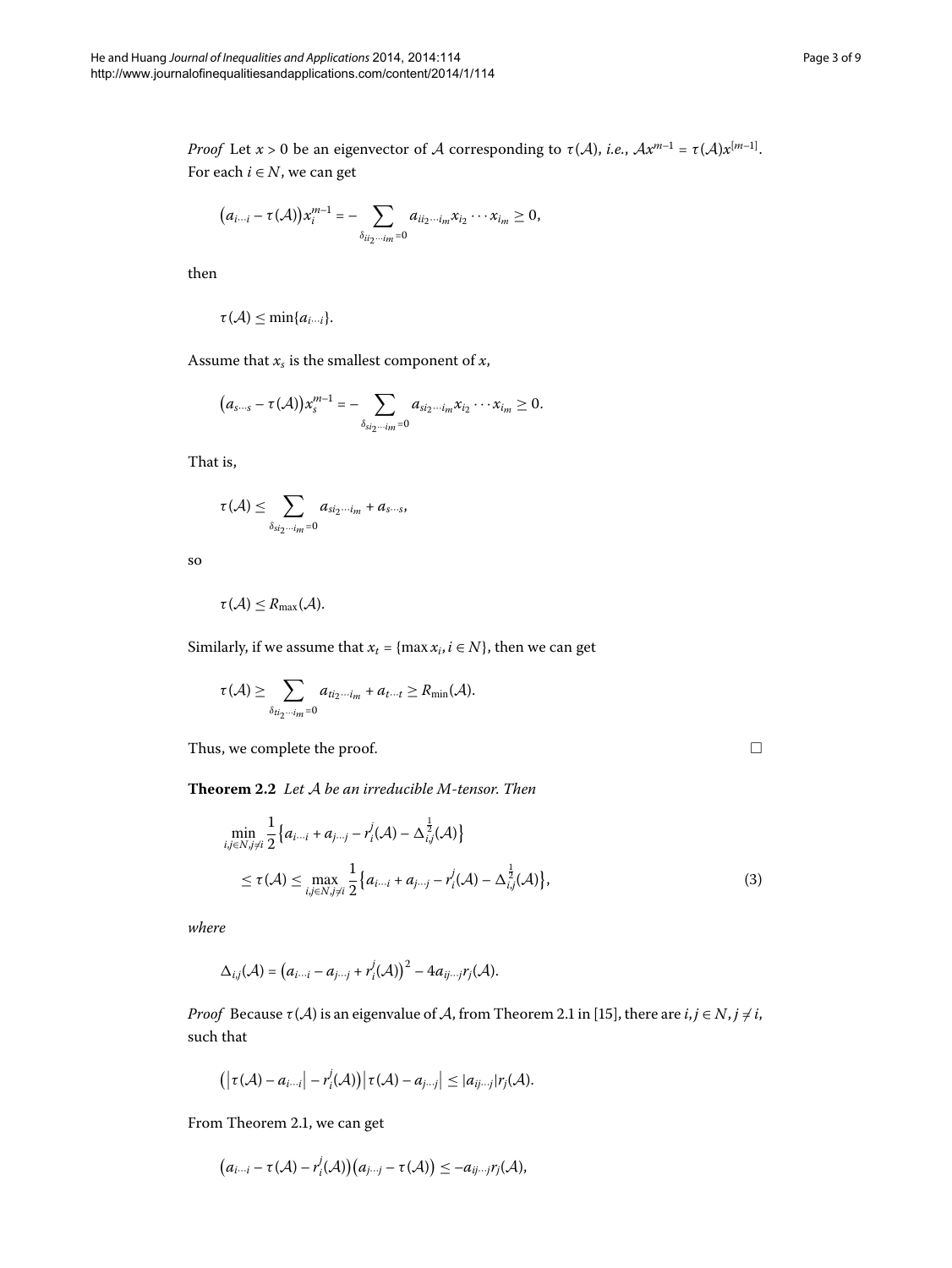*Proof* Let $x > 0$ be an eigenvector of $\mathcal{A}$ corresponding to $\tau(\mathcal{A})$, *i.e.*, $\mathcal{A}x^{m-1} = \tau(\mathcal{A})x^{[m-1]}$. For each $i \in N$, we can get

$$\left(a_{i\cdots i} - \tau(\mathcal{A})\right)x_i^{m-1} = -\sum_{\delta_{ii_2\cdots i_m}=0} a_{ii_2\cdots i_m} x_{i_2}\cdots x_{i_m} \geq 0,$$

then

$$\tau(\mathcal{A}) \leq \min\{a_{i\cdots i}\}.$$

Assume that $x_s$ is the smallest component of $x$,

$$\left(a_{s\cdots s} - \tau(\mathcal{A})\right)x_s^{m-1} = -\sum_{\delta_{si_2\cdots i_m}=0} a_{si_2\cdots i_m} x_{i_2}\cdots x_{i_m} \geq 0.$$

That is,

$$\tau(\mathcal{A}) \leq \sum_{\delta_{si_2\cdots i_m}=0} a_{si_2\cdots i_m} + a_{s\cdots s},$$

so

$$\tau(\mathcal{A}) \leq R_{\max}(\mathcal{A}).$$

Similarly, if we assume that $x_t = \{\max x_i, i \in N\}$, then we can get

$$\tau(\mathcal{A}) \geq \sum_{\delta_{ti_2\cdots i_m}=0} a_{ti_2\cdots i_m} + a_{t\cdots t} \geq R_{\min}(\mathcal{A}).$$

Thus, we complete the proof. □

**Theorem 2.2** *Let $\mathcal{A}$ be an irreducible M-tensor. Then*

$$\begin{aligned}
&\min_{i,j\in N, j\neq i} \frac{1}{2}\left\{a_{i\cdots i} + a_{j\cdots j} - r_i^j(\mathcal{A}) - \Delta_{i,j}^{\frac{1}{2}}(\mathcal{A})\right\} \\
&\quad \leq \tau(\mathcal{A}) \leq \max_{i,j\in N, j\neq i} \frac{1}{2}\left\{a_{i\cdots i} + a_{j\cdots j} - r_i^j(\mathcal{A}) - \Delta_{i,j}^{\frac{1}{2}}(\mathcal{A})\right\},
\end{aligned} \tag{3}$$

*where*

$$\Delta_{i,j}(\mathcal{A}) = \left(a_{i\cdots i} - a_{j\cdots j} + r_i^j(\mathcal{A})\right)^2 - 4a_{ij\cdots j}r_j(\mathcal{A}).$$

*Proof* Because $\tau(\mathcal{A})$ is an eigenvalue of $\mathcal{A}$, from Theorem 2.1 in [15], there are $i, j \in N$, $j \neq i$, such that

$$\left(\left|\tau(\mathcal{A}) - a_{i\cdots i}\right| - r_i^j(\mathcal{A})\right)\left|\tau(\mathcal{A}) - a_{j\cdots j}\right| \leq |a_{ij\cdots j}|r_j(\mathcal{A}).$$

From Theorem 2.1, we can get

$$\left(a_{i\cdots i} - \tau(\mathcal{A}) - r_i^j(\mathcal{A})\right)\left(a_{j\cdots j} - \tau(\mathcal{A})\right) \leq -a_{ij\cdots j}r_j(\mathcal{A}),$$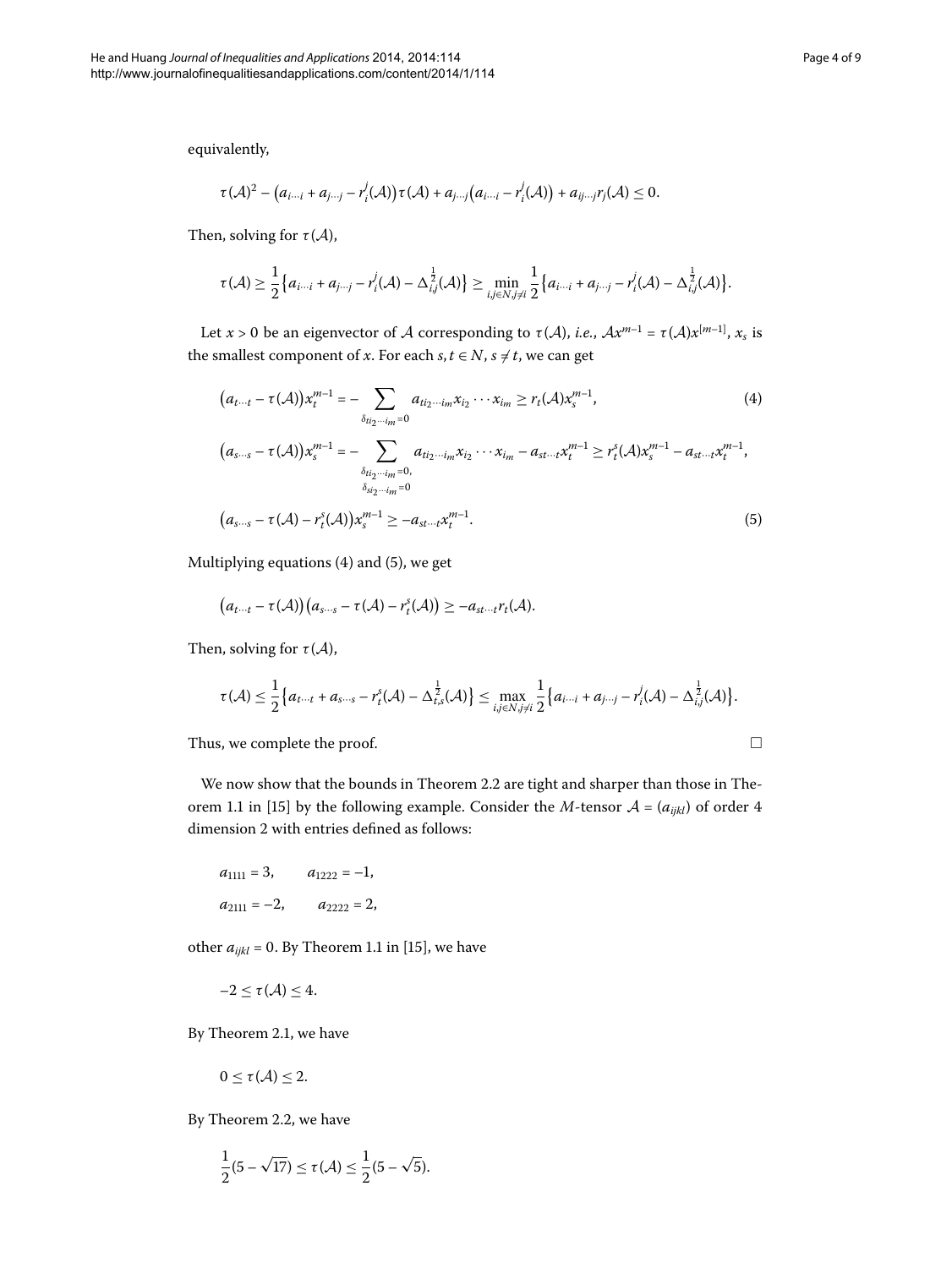equivalently,

$$\tau(\mathcal{A})^2 - \big(a_{i\cdots i} + a_{j\cdots j} - r_i^j(\mathcal{A})\big)\tau(\mathcal{A}) + a_{j\cdots j}\big(a_{i\cdots i} - r_i^j(\mathcal{A})\big) + a_{ij\cdots j}r_j(\mathcal{A}) \le 0.$$

Then, solving for $\tau(\mathcal{A})$,

$$\tau(\mathcal{A}) \ge \frac{1}{2}\big\{a_{i\cdots i} + a_{j\cdots j} - r_i^j(\mathcal{A}) - \Delta_{i,j}^{\frac{1}{2}}(\mathcal{A})\big\} \ge \min_{i,j\in N, j\ne i} \frac{1}{2}\big\{a_{i\cdots i} + a_{j\cdots j} - r_i^j(\mathcal{A}) - \Delta_{i,j}^{\frac{1}{2}}(\mathcal{A})\big\}.$$

Let $x > 0$ be an eigenvector of $\mathcal{A}$ corresponding to $\tau(\mathcal{A})$, *i.e.*, $\mathcal{A}x^{m-1} = \tau(\mathcal{A})x^{[m-1]}$, $x_s$ is the smallest component of $x$. For each $s, t \in N$, $s \ne t$, we can get

$$\big(a_{t\cdots t} - \tau(\mathcal{A})\big)x_t^{m-1} = -\sum_{\delta_{ti_2\cdots i_m}=0} a_{ti_2\cdots i_m}x_{i_2}\cdots x_{i_m} \ge r_t(\mathcal{A})x_s^{m-1}, \tag{4}$$

$$\big(a_{s\cdots s} - \tau(\mathcal{A})\big)x_s^{m-1} = -\sum_{\substack{\delta_{ti_2\cdots i_m}=0,\\ \delta_{si_2\cdots i_m}=0}} a_{ti_2\cdots i_m}x_{i_2}\cdots x_{i_m} - a_{st\cdots t}x_t^{m-1} \ge r_t^s(\mathcal{A})x_s^{m-1} - a_{st\cdots t}x_t^{m-1},$$

$$\big(a_{s\cdots s} - \tau(\mathcal{A}) - r_t^s(\mathcal{A})\big)x_s^{m-1} \ge -a_{st\cdots t}x_t^{m-1}. \tag{5}$$

Multiplying equations (4) and (5), we get

$$\big(a_{t\cdots t} - \tau(\mathcal{A})\big)\big(a_{s\cdots s} - \tau(\mathcal{A}) - r_t^s(\mathcal{A})\big) \ge -a_{st\cdots t}r_t(\mathcal{A}).$$

Then, solving for $\tau(\mathcal{A})$,

$$\tau(\mathcal{A}) \le \frac{1}{2}\big\{a_{t\cdots t} + a_{s\cdots s} - r_t^s(\mathcal{A}) - \Delta_{t,s}^{\frac{1}{2}}(\mathcal{A})\big\} \le \max_{i,j\in N, j\ne i} \frac{1}{2}\big\{a_{i\cdots i} + a_{j\cdots j} - r_i^j(\mathcal{A}) - \Delta_{i,j}^{\frac{1}{2}}(\mathcal{A})\big\}.$$

Thus, we complete the proof. □

We now show that the bounds in Theorem 2.2 are tight and sharper than those in Theorem 1.1 in [15] by the following example. Consider the $M$-tensor $\mathcal{A} = (a_{ijkl})$ of order 4 dimension 2 with entries defined as follows:

$$a_{1111} = 3, \qquad a_{1222} = -1,$$

$$a_{2111} = -2, \qquad a_{2222} = 2,$$

other $a_{ijkl} = 0$. By Theorem 1.1 in [15], we have

$$-2 \le \tau(\mathcal{A}) \le 4.$$

By Theorem 2.1, we have

$$0 \le \tau(\mathcal{A}) \le 2.$$

By Theorem 2.2, we have

$$\frac{1}{2}(5 - \sqrt{17}) \le \tau(\mathcal{A}) \le \frac{1}{2}(5 - \sqrt{5}).$$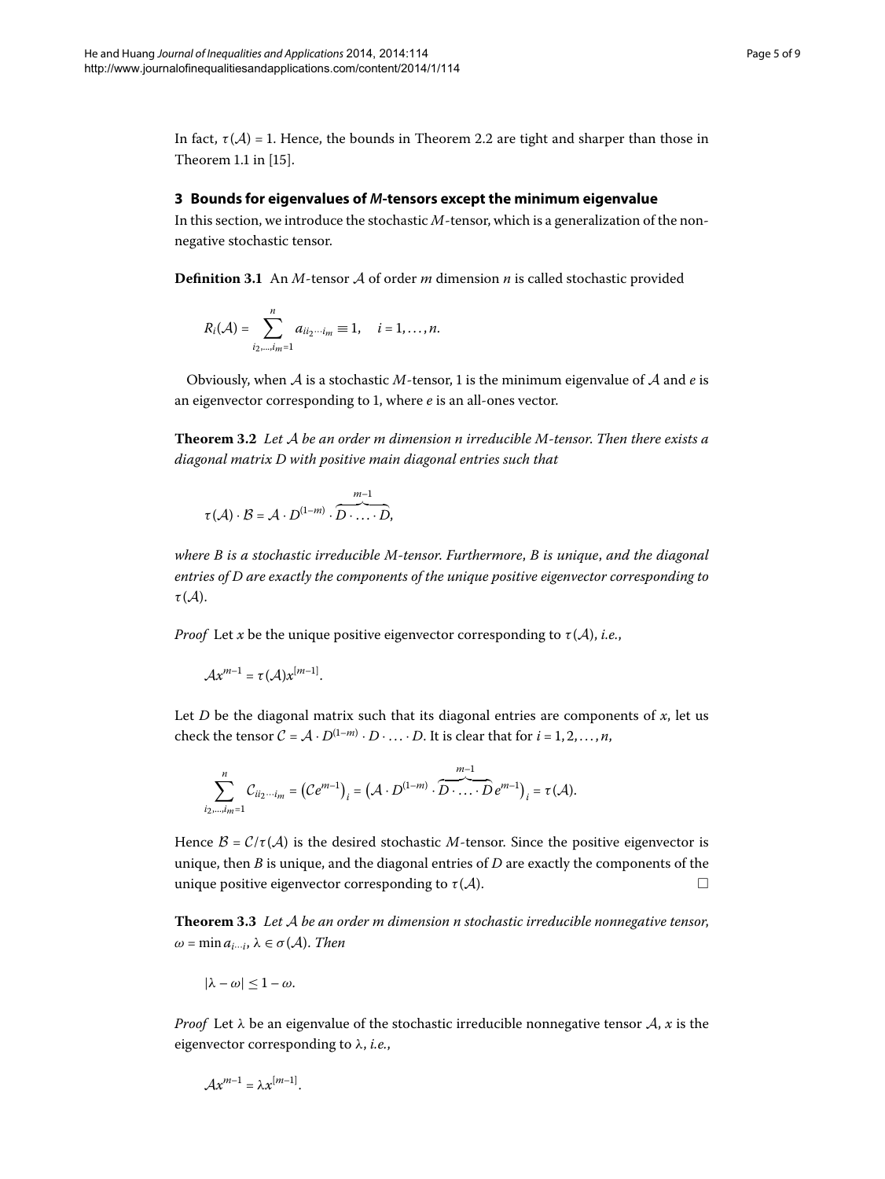In fact, $\tau(\mathcal{A}) = 1$. Hence, the bounds in Theorem 2.2 are tight and sharper than those in Theorem 1.1 in [15].

## 3 Bounds for eigenvalues of *M*-tensors except the minimum eigenvalue

In this section, we introduce the stochastic $M$-tensor, which is a generalization of the nonnegative stochastic tensor.

**Definition 3.1** An $M$-tensor $\mathcal{A}$ of order $m$ dimension $n$ is called stochastic provided

$$R_i(\mathcal{A}) = \sum_{i_2,\ldots,i_m=1}^{n} a_{ii_2\cdots i_m} \equiv 1, \quad i = 1,\ldots,n.$$

Obviously, when $\mathcal{A}$ is a stochastic $M$-tensor, 1 is the minimum eigenvalue of $\mathcal{A}$ and $e$ is an eigenvector corresponding to 1, where $e$ is an all-ones vector.

**Theorem 3.2** *Let $\mathcal{A}$ be an order $m$ dimension $n$ irreducible $M$-tensor. Then there exists a diagonal matrix $D$ with positive main diagonal entries such that*

$$\tau(\mathcal{A}) \cdot \mathcal{B} = \mathcal{A} \cdot D^{(1-m)} \cdot \overbrace{D \cdot \ldots \cdot D}^{m-1},$$

*where $B$ is a stochastic irreducible $M$-tensor. Furthermore, $B$ is unique, and the diagonal entries of $D$ are exactly the components of the unique positive eigenvector corresponding to $\tau(\mathcal{A})$.*

*Proof* Let $x$ be the unique positive eigenvector corresponding to $\tau(\mathcal{A})$, *i.e.*,

$$\mathcal{A}x^{m-1} = \tau(\mathcal{A})x^{[m-1]}.$$

Let $D$ be the diagonal matrix such that its diagonal entries are components of $x$, let us check the tensor $\mathcal{C} = \mathcal{A} \cdot D^{(1-m)} \cdot D \cdot \ldots \cdot D$. It is clear that for $i = 1, 2, \ldots, n$,

$$\sum_{i_2,\ldots,i_m=1}^{n} \mathcal{C}_{ii_2\cdots i_m} = \left(\mathcal{C}e^{m-1}\right)_i = \left(\mathcal{A} \cdot D^{(1-m)} \cdot \overbrace{D \cdot \ldots \cdot D}^{m-1} e^{m-1}\right)_i = \tau(\mathcal{A}).$$

Hence $\mathcal{B} = \mathcal{C}/\tau(\mathcal{A})$ is the desired stochastic $M$-tensor. Since the positive eigenvector is unique, then $B$ is unique, and the diagonal entries of $D$ are exactly the components of the unique positive eigenvector corresponding to $\tau(\mathcal{A})$. □

**Theorem 3.3** *Let $\mathcal{A}$ be an order $m$ dimension $n$ stochastic irreducible nonnegative tensor, $\omega = \min a_{i\cdots i}$, $\lambda \in \sigma(\mathcal{A})$. Then*

$$|\lambda - \omega| \leq 1 - \omega.$$

*Proof* Let $\lambda$ be an eigenvalue of the stochastic irreducible nonnegative tensor $\mathcal{A}$, $x$ is the eigenvector corresponding to $\lambda$, *i.e.*,

$$\mathcal{A}x^{m-1} = \lambda x^{[m-1]}.$$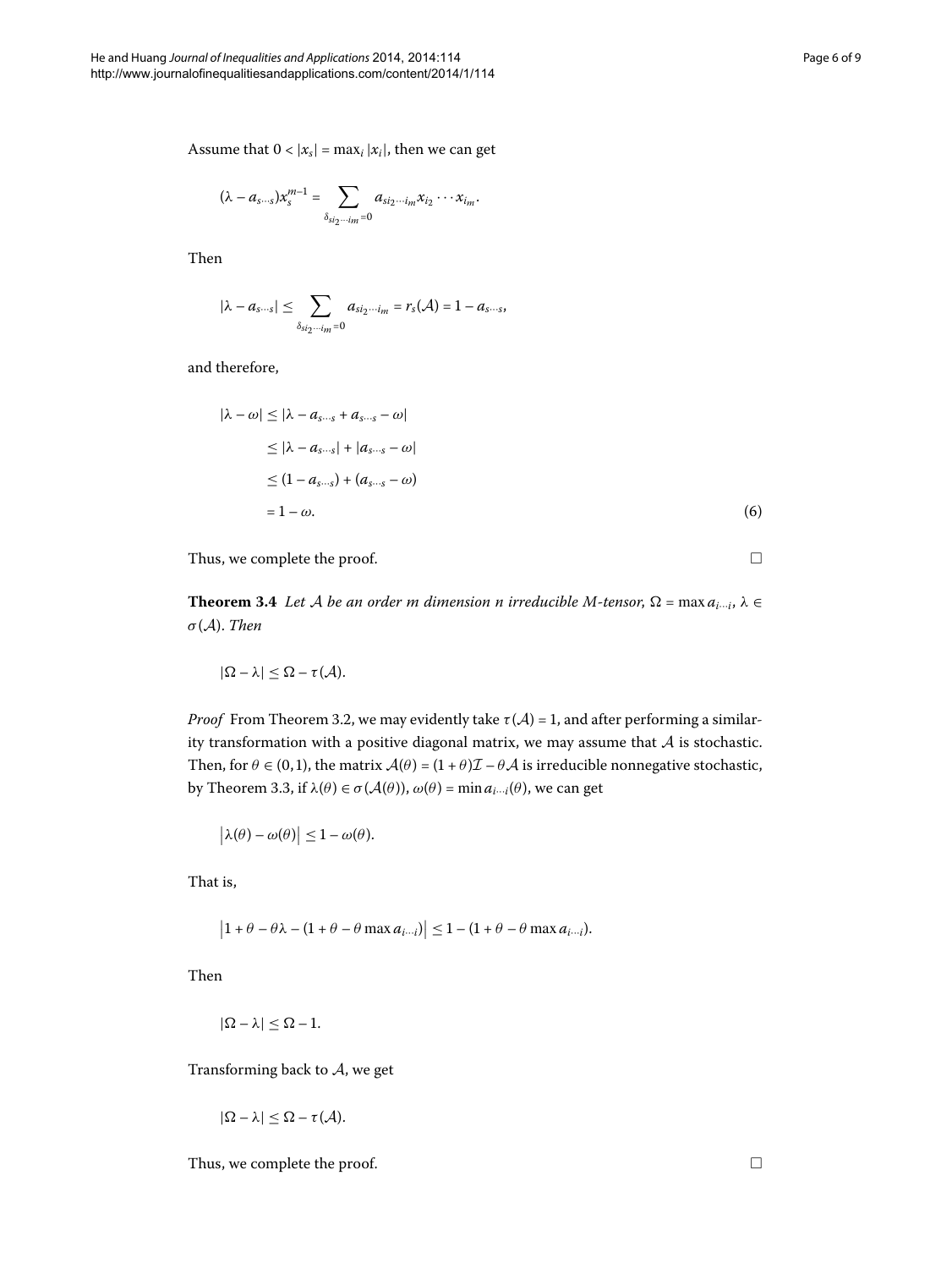Assume that $0 < |x_s| = \max_i |x_i|$, then we can get

$$(\lambda - a_{s\cdots s})x_s^{m-1} = \sum_{\delta_{si_2\cdots i_m}=0} a_{si_2\cdots i_m} x_{i_2}\cdots x_{i_m}.$$

Then

$$|\lambda - a_{s\cdots s}| \le \sum_{\delta_{si_2\cdots i_m}=0} a_{si_2\cdots i_m} = r_s(\mathcal{A}) = 1 - a_{s\cdots s},$$

and therefore,

$$\begin{aligned}
|\lambda - \omega| &\le |\lambda - a_{s\cdots s} + a_{s\cdots s} - \omega| \\
&\le |\lambda - a_{s\cdots s}| + |a_{s\cdots s} - \omega| \\
&\le (1 - a_{s\cdots s}) + (a_{s\cdots s} - \omega) \\
&= 1 - \omega.
\end{aligned} \tag{6}$$

Thus, we complete the proof. □

**Theorem 3.4** *Let $\mathcal{A}$ be an order $m$ dimension $n$ irreducible M-tensor, $\Omega = \max a_{i\cdots i}$, $\lambda \in \sigma(\mathcal{A})$. Then*

$$|\Omega - \lambda| \le \Omega - \tau(\mathcal{A}).$$

*Proof* From Theorem 3.2, we may evidently take $\tau(\mathcal{A}) = 1$, and after performing a similarity transformation with a positive diagonal matrix, we may assume that $\mathcal{A}$ is stochastic. Then, for $\theta \in (0,1)$, the matrix $\mathcal{A}(\theta) = (1+\theta)\mathcal{I} - \theta\mathcal{A}$ is irreducible nonnegative stochastic, by Theorem 3.3, if $\lambda(\theta) \in \sigma(\mathcal{A}(\theta))$, $\omega(\theta) = \min a_{i\cdots i}(\theta)$, we can get

$$\bigl|\lambda(\theta) - \omega(\theta)\bigr| \le 1 - \omega(\theta).$$

That is,

$$\bigl|1 + \theta - \theta\lambda - (1 + \theta - \theta \max a_{i\cdots i})\bigr| \le 1 - (1 + \theta - \theta \max a_{i\cdots i}).$$

Then

$$|\Omega - \lambda| \le \Omega - 1.$$

Transforming back to $\mathcal{A}$, we get

$$|\Omega - \lambda| \le \Omega - \tau(\mathcal{A}).$$

Thus, we complete the proof. □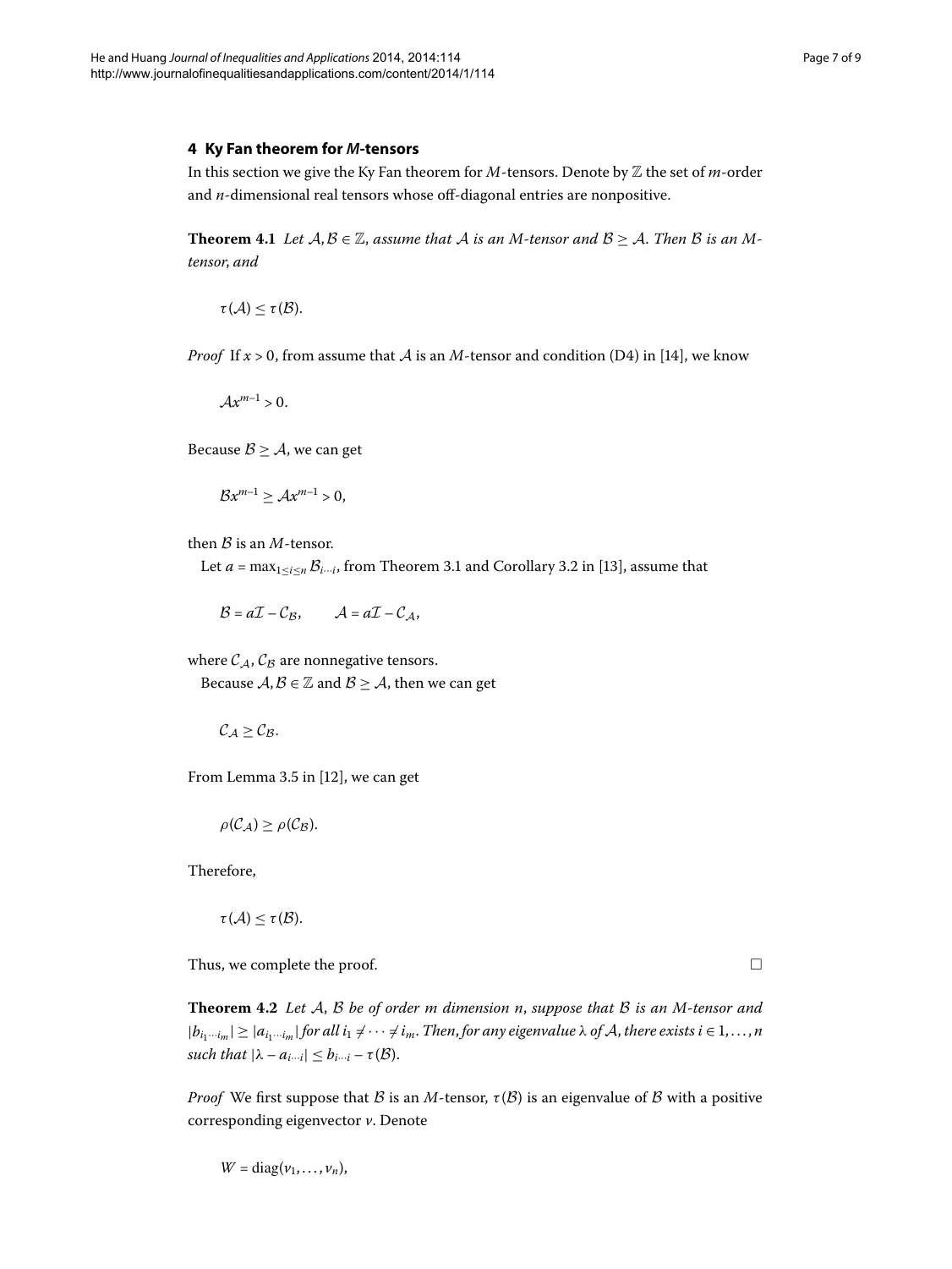## 4 Ky Fan theorem for *M*-tensors

In this section we give the Ky Fan theorem for $M$-tensors. Denote by $\mathbb{Z}$ the set of $m$-order and $n$-dimensional real tensors whose off-diagonal entries are nonpositive.

**Theorem 4.1** *Let $\mathcal{A}, \mathcal{B} \in \mathbb{Z}$, assume that $\mathcal{A}$ is an $M$-tensor and $\mathcal{B} \geq \mathcal{A}$. Then $\mathcal{B}$ is an $M$-tensor, and*

$$\tau(\mathcal{A}) \leq \tau(\mathcal{B}).$$

*Proof* If $x > 0$, from assume that $\mathcal{A}$ is an $M$-tensor and condition (D4) in [14], we know

$$\mathcal{A}x^{m-1} > 0.$$

Because $\mathcal{B} \geq \mathcal{A}$, we can get

$$\mathcal{B}x^{m-1} \geq \mathcal{A}x^{m-1} > 0,$$

then $\mathcal{B}$ is an $M$-tensor.

Let $a = \max_{1 \leq i \leq n} \mathcal{B}_{i\cdots i}$, from Theorem 3.1 and Corollary 3.2 in [13], assume that

$$\mathcal{B} = a\mathcal{I} - \mathcal{C}_{\mathcal{B}}, \qquad \mathcal{A} = a\mathcal{I} - \mathcal{C}_{\mathcal{A}},$$

where $\mathcal{C}_{\mathcal{A}}, \mathcal{C}_{\mathcal{B}}$ are nonnegative tensors.

Because $\mathcal{A}, \mathcal{B} \in \mathbb{Z}$ and $\mathcal{B} \geq \mathcal{A}$, then we can get

$$\mathcal{C}_{\mathcal{A}} \geq \mathcal{C}_{\mathcal{B}}.$$

From Lemma 3.5 in [12], we can get

$$\rho(\mathcal{C}_{\mathcal{A}}) \geq \rho(\mathcal{C}_{\mathcal{B}}).$$

Therefore,

$$\tau(\mathcal{A}) \leq \tau(\mathcal{B}).$$

Thus, we complete the proof. □

**Theorem 4.2** *Let $\mathcal{A}$, $\mathcal{B}$ be of order $m$ dimension $n$, suppose that $\mathcal{B}$ is an $M$-tensor and $|b_{i_1\cdots i_m}| \geq |a_{i_1\cdots i_m}|$ for all $i_1 \neq \cdots \neq i_m$. Then, for any eigenvalue $\lambda$ of $\mathcal{A}$, there exists $i \in 1, \ldots, n$ such that $|\lambda - a_{i\cdots i}| \leq b_{i\cdots i} - \tau(\mathcal{B})$.*

*Proof* We first suppose that $\mathcal{B}$ is an $M$-tensor, $\tau(\mathcal{B})$ is an eigenvalue of $\mathcal{B}$ with a positive corresponding eigenvector $v$. Denote

$$W = \operatorname{diag}(v_1, \ldots, v_n),$$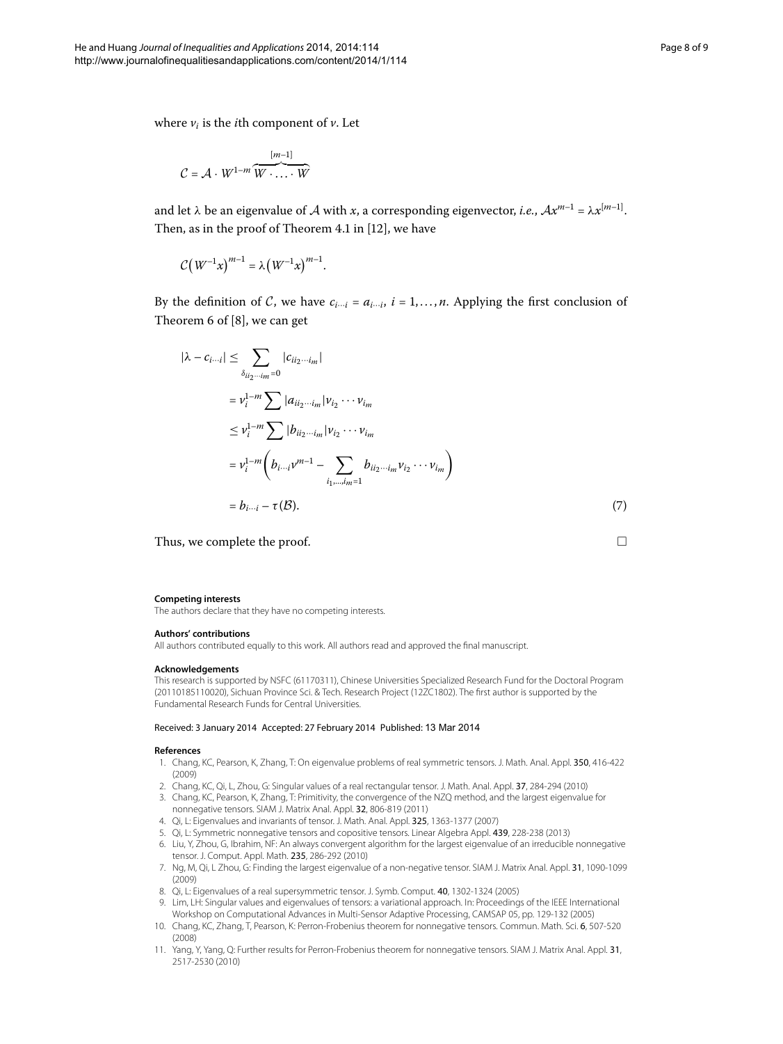where $v_i$ is the $i$th component of $v$. Let

$$\mathcal{C} = \mathcal{A} \cdot W^{1-m} \overbrace{W \cdot \ldots \cdot W}^{[m-1]}$$

and let $\lambda$ be an eigenvalue of $\mathcal{A}$ with $x$, a corresponding eigenvector, *i.e.*, $\mathcal{A}x^{m-1} = \lambda x^{[m-1]}$. Then, as in the proof of Theorem 4.1 in [12], we have

$$\mathcal{C}\big(W^{-1}x\big)^{m-1} = \lambda\big(W^{-1}x\big)^{m-1}.$$

By the definition of $\mathcal{C}$, we have $c_{i\cdots i} = a_{i\cdots i}$, $i = 1, \ldots, n$. Applying the first conclusion of Theorem 6 of [8], we can get

$$\begin{aligned}
|\lambda - c_{i\cdots i}| &\leq \sum_{\delta_{ii_2\cdots i_m}=0} |c_{ii_2\cdots i_m}| \\
&= v_i^{1-m} \sum |a_{ii_2\cdots i_m}| v_{i_2} \cdots v_{i_m} \\
&\leq v_i^{1-m} \sum |b_{ii_2\cdots i_m}| v_{i_2} \cdots v_{i_m} \\
&= v_i^{1-m} \left( b_{i\cdots i} v^{m-1} - \sum_{i_1,\ldots,i_m=1} b_{ii_2\cdots i_m} v_{i_2} \cdots v_{i_m} \right) \\
&= b_{i\cdots i} - \tau(\mathcal{B}).
\end{aligned} \tag{7}$$

Thus, we complete the proof. □

**Competing interests**

The authors declare that they have no competing interests.

**Authors' contributions**

All authors contributed equally to this work. All authors read and approved the final manuscript.

**Acknowledgements**

This research is supported by NSFC (61170311), Chinese Universities Specialized Research Fund for the Doctoral Program (20110185110020), Sichuan Province Sci. & Tech. Research Project (12ZC1802). The first author is supported by the Fundamental Research Funds for Central Universities.

Received: 3 January 2014 Accepted: 27 February 2014 Published: 13 Mar 2014

**References**

1. Chang, KC, Pearson, K, Zhang, T: On eigenvalue problems of real symmetric tensors. J. Math. Anal. Appl. **350**, 416-422 (2009)
2. Chang, KC, Qi, L, Zhou, G: Singular values of a real rectangular tensor. J. Math. Anal. Appl. **37**, 284-294 (2010)
3. Chang, KC, Pearson, K, Zhang, T: Primitivity, the convergence of the NZQ method, and the largest eigenvalue for nonnegative tensors. SIAM J. Matrix Anal. Appl. **32**, 806-819 (2011)
4. Qi, L: Eigenvalues and invariants of tensor. J. Math. Anal. Appl. **325**, 1363-1377 (2007)
5. Qi, L: Symmetric nonnegative tensors and copositive tensors. Linear Algebra Appl. **439**, 228-238 (2013)
6. Liu, Y, Zhou, G, Ibrahim, NF: An always convergent algorithm for the largest eigenvalue of an irreducible nonnegative tensor. J. Comput. Appl. Math. **235**, 286-292 (2010)
7. Ng, M, Qi, L Zhou, G: Finding the largest eigenvalue of a non-negative tensor. SIAM J. Matrix Anal. Appl. **31**, 1090-1099 (2009)
8. Qi, L: Eigenvalues of a real supersymmetric tensor. J. Symb. Comput. **40**, 1302-1324 (2005)
9. Lim, LH: Singular values and eigenvalues of tensors: a variational approach. In: Proceedings of the IEEE International Workshop on Computational Advances in Multi-Sensor Adaptive Processing, CAMSAP 05, pp. 129-132 (2005)
10. Chang, KC, Zhang, T, Pearson, K: Perron-Frobenius theorem for nonnegative tensors. Commun. Math. Sci. **6**, 507-520 (2008)
11. Yang, Y, Yang, Q: Further results for Perron-Frobenius theorem for nonnegative tensors. SIAM J. Matrix Anal. Appl. **31**, 2517-2530 (2010)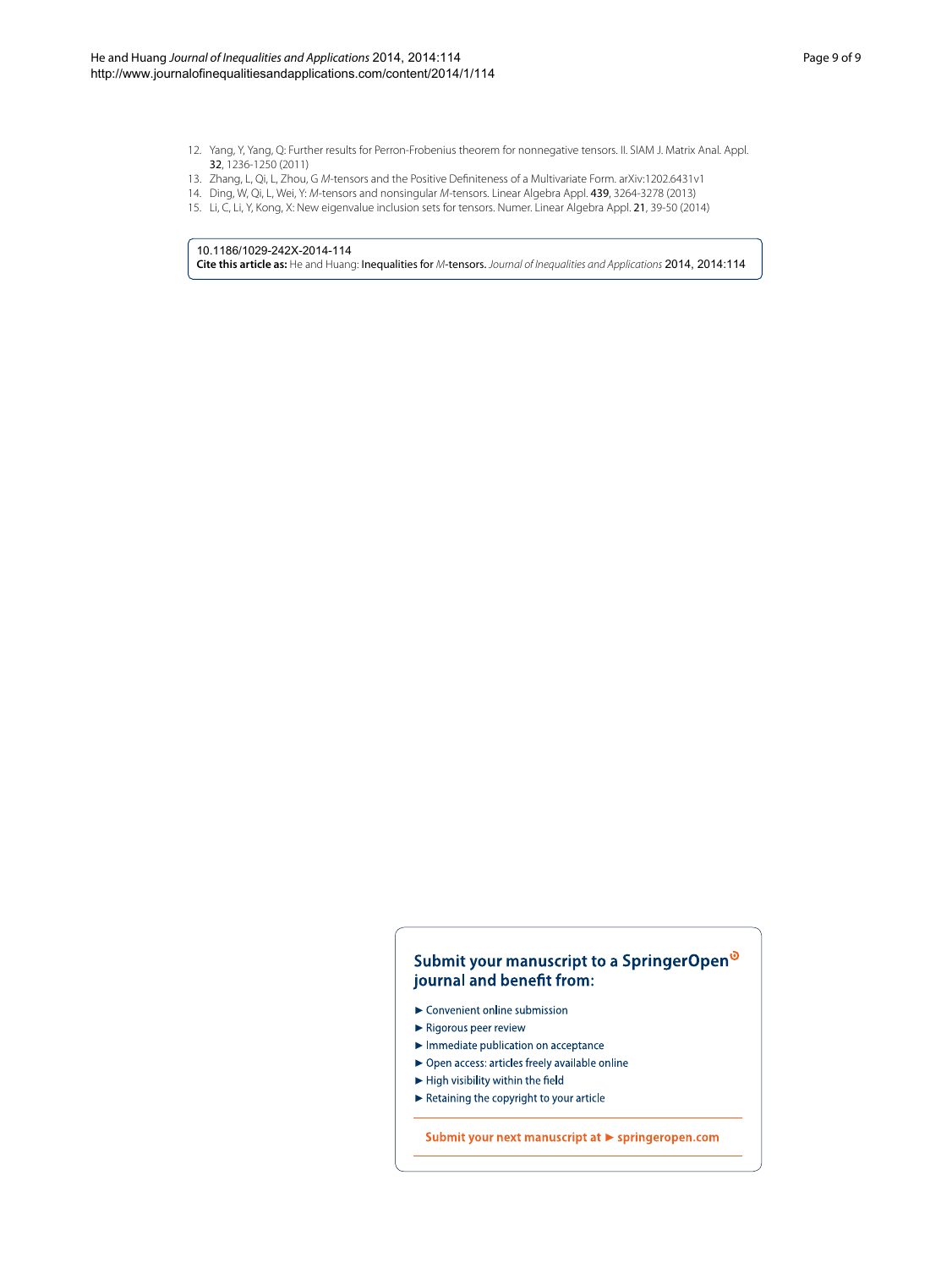12. Yang, Y, Yang, Q: Further results for Perron-Frobenius theorem for nonnegative tensors. II. SIAM J. Matrix Anal. Appl. **32**, 1236-1250 (2011)
13. Zhang, L, Qi, L, Zhou, G *M*-tensors and the Positive Definiteness of a Multivariate Form. arXiv:1202.6431v1
14. Ding, W, Qi, L, Wei, Y: *M*-tensors and nonsingular *M*-tensors. Linear Algebra Appl. **439**, 3264-3278 (2013)
15. Li, C, Li, Y, Kong, X: New eigenvalue inclusion sets for tensors. Numer. Linear Algebra Appl. **21**, 39-50 (2014)

10.1186/1029-242X-2014-114
**Cite this article as:** He and Huang: Inequalities for *M*-tensors. *Journal of Inequalities and Applications* 2014, 2014:114

**Submit your manuscript to a SpringerOpen journal and benefit from:**

- ► Convenient online submission
- ► Rigorous peer review
- ► Immediate publication on acceptance
- ► Open access: articles freely available online
- ► High visibility within the field
- ► Retaining the copyright to your article

**Submit your next manuscript at ► springeropen.com**